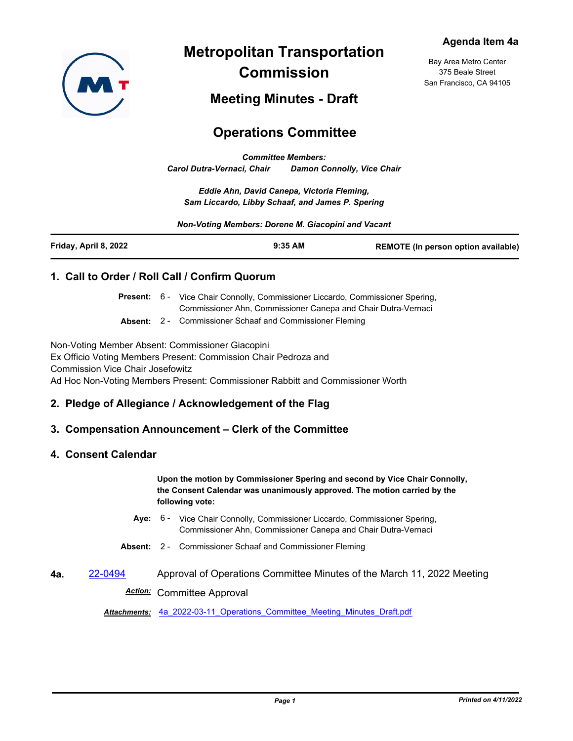**Agenda Item 4a**

# Metropolitan Transportation Commission

Bay Area Metro Center
375 Beale Street
San Francisco, CA 94105

## Meeting Minutes - Draft

## Operations Committee

*Committee Members:*
*Carol Dutra-Vernaci, Chair    Damon Connolly, Vice Chair*

*Eddie Ahn, David Canepa, Victoria Fleming,*
*Sam Liccardo, Libby Schaaf, and James P. Spering*

*Non-Voting Members: Dorene M. Giacopini and Vacant*

| Friday, April 8, 2022 | 9:35 AM | REMOTE (In person option available) |
|---|---|---|

### 1. Call to Order / Roll Call / Confirm Quorum

**Present:** 6 - Vice Chair Connolly, Commissioner Liccardo, Commissioner Spering, Commissioner Ahn, Commissioner Canepa and Chair Dutra-Vernaci

**Absent:** 2 - Commissioner Schaaf and Commissioner Fleming

Non-Voting Member Absent: Commissioner Giacopini
Ex Officio Voting Members Present: Commission Chair Pedroza and Commission Vice Chair Josefowitz
Ad Hoc Non-Voting Members Present: Commissioner Rabbitt and Commissioner Worth

### 2. Pledge of Allegiance / Acknowledgement of the Flag

### 3. Compensation Announcement – Clerk of the Committee

### 4. Consent Calendar

**Upon the motion by Commissioner Spering and second by Vice Chair Connolly, the Consent Calendar was unanimously approved. The motion carried by the following vote:**

**Aye:** 6 - Vice Chair Connolly, Commissioner Liccardo, Commissioner Spering, Commissioner Ahn, Commissioner Canepa and Chair Dutra-Vernaci

**Absent:** 2 - Commissioner Schaaf and Commissioner Fleming

**4a.** 22-0494 Approval of Operations Committee Minutes of the March 11, 2022 Meeting

***Action:*** Committee Approval

***Attachments:*** 4a_2022-03-11_Operations_Committee_Meeting_Minutes_Draft.pdf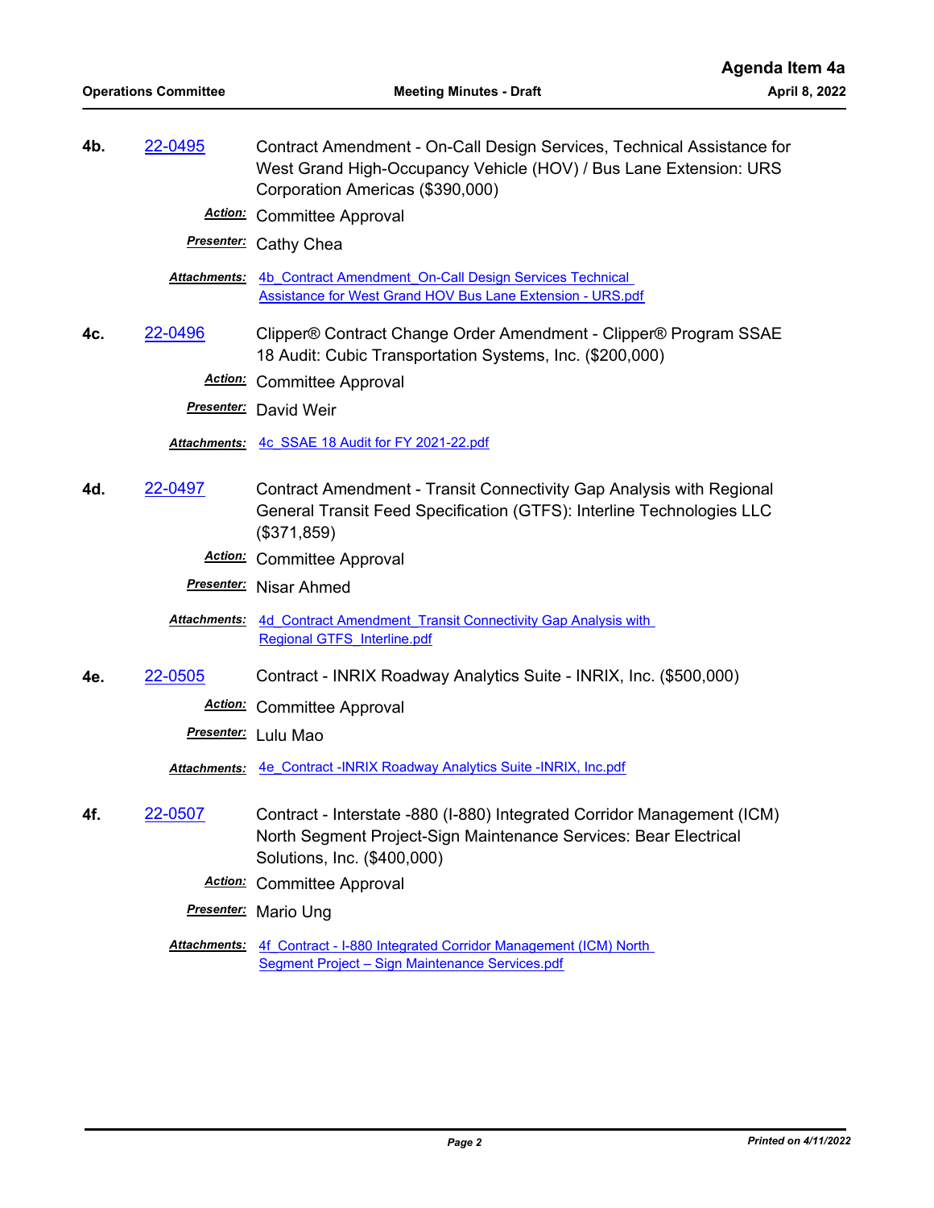**4b.** 22-0495 Contract Amendment - On-Call Design Services, Technical Assistance for West Grand High-Occupancy Vehicle (HOV) / Bus Lane Extension: URS Corporation Americas ($390,000)

***Action:*** Committee Approval

***Presenter:*** Cathy Chea

***Attachments:*** 4b_Contract Amendment_On-Call Design Services Technical Assistance for West Grand HOV Bus Lane Extension - URS.pdf

**4c.** 22-0496 Clipper® Contract Change Order Amendment - Clipper® Program SSAE 18 Audit: Cubic Transportation Systems, Inc. ($200,000)

***Action:*** Committee Approval

***Presenter:*** David Weir

***Attachments:*** 4c_SSAE 18 Audit for FY 2021-22.pdf

**4d.** 22-0497 Contract Amendment - Transit Connectivity Gap Analysis with Regional General Transit Feed Specification (GTFS): Interline Technologies LLC ($371,859)

***Action:*** Committee Approval

***Presenter:*** Nisar Ahmed

***Attachments:*** 4d_Contract Amendment_Transit Connectivity Gap Analysis with Regional GTFS_Interline.pdf

**4e.** 22-0505 Contract - INRIX Roadway Analytics Suite - INRIX, Inc. ($500,000)

***Action:*** Committee Approval

***Presenter:*** Lulu Mao

***Attachments:*** 4e_Contract -INRIX Roadway Analytics Suite -INRIX, Inc.pdf

**4f.** 22-0507 Contract - Interstate -880 (I-880) Integrated Corridor Management (ICM) North Segment Project-Sign Maintenance Services: Bear Electrical Solutions, Inc. ($400,000)

***Action:*** Committee Approval

***Presenter:*** Mario Ung

***Attachments:*** 4f_Contract - I-880 Integrated Corridor Management (ICM) North Segment Project – Sign Maintenance Services.pdf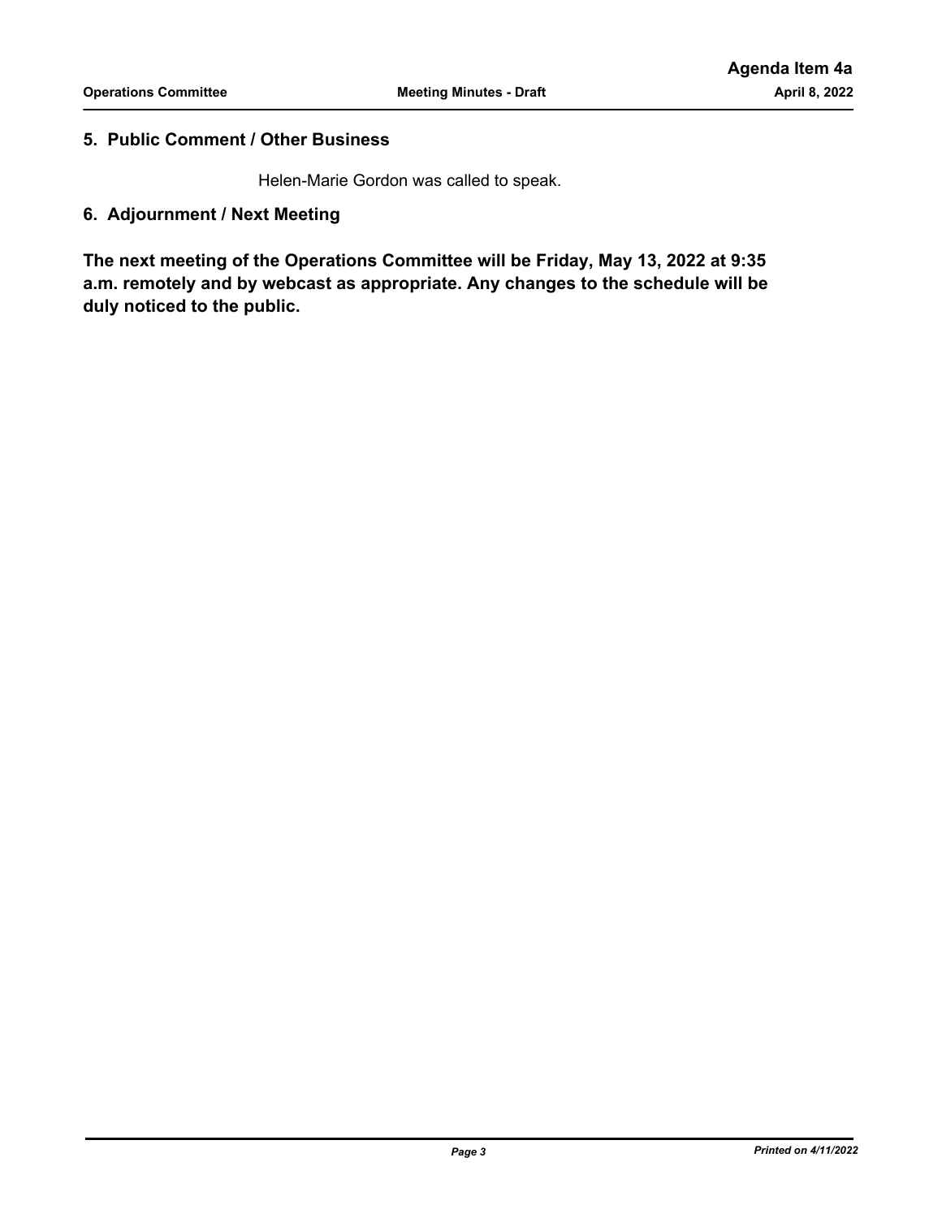## 5. Public Comment / Other Business

Helen-Marie Gordon was called to speak.

## 6. Adjournment / Next Meeting

**The next meeting of the Operations Committee will be Friday, May 13, 2022 at 9:35 a.m. remotely and by webcast as appropriate. Any changes to the schedule will be duly noticed to the public.**